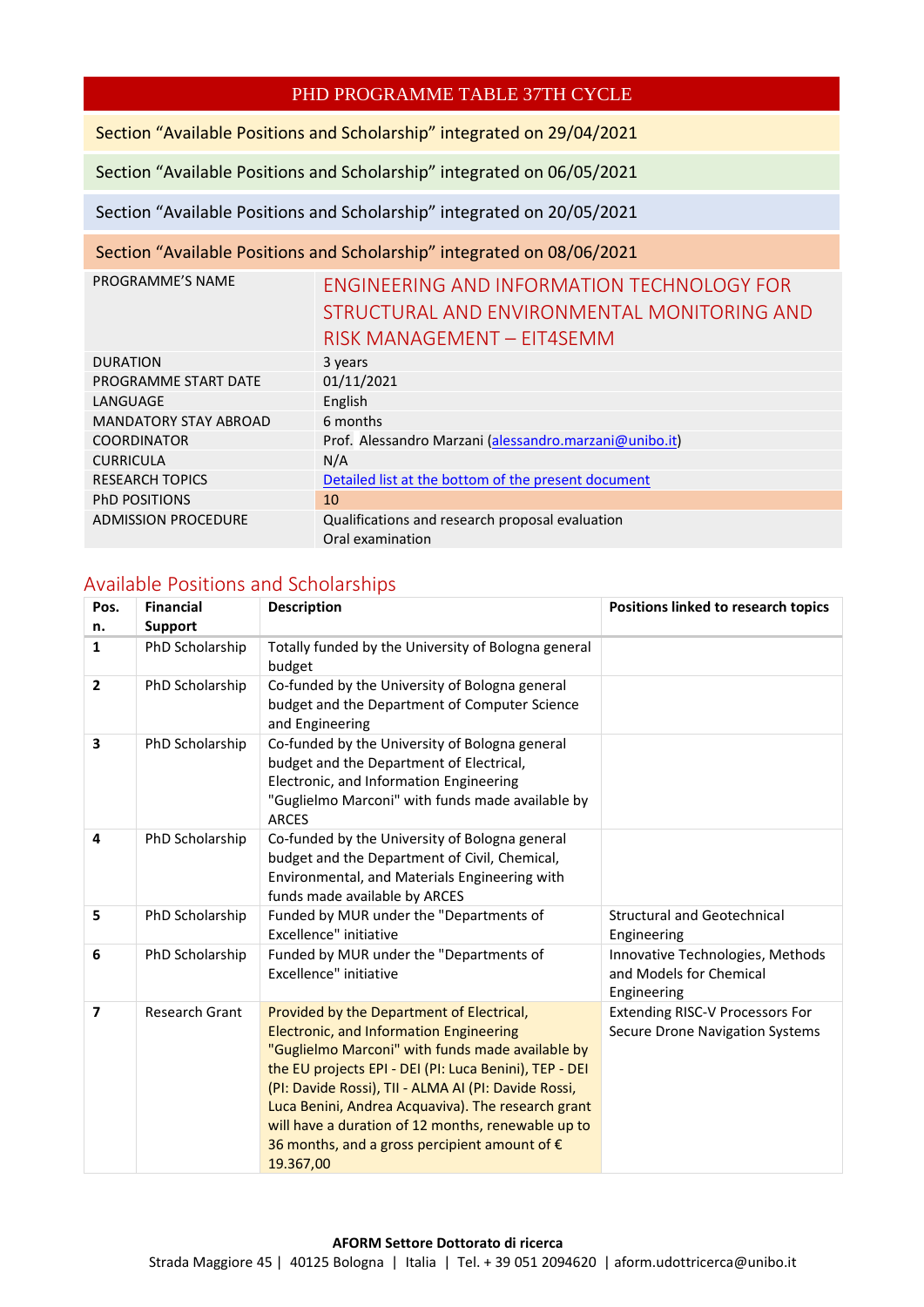# PHD PROGRAMME TABLE 37TH CYCLE

Section "Available Positions and Scholarship" integrated on 29/04/2021

Section "Available Positions and Scholarship" integrated on 06/05/2021

Section "Available Positions and Scholarship" integrated on 20/05/2021

Section "Available Positions and Scholarship" integrated on 08/06/2021

| | |
|---|---|
| PROGRAMME'S NAME | ENGINEERING AND INFORMATION TECHNOLOGY FOR STRUCTURAL AND ENVIRONMENTAL MONITORING AND RISK MANAGEMENT – EIT4SEMM |
| DURATION | 3 years |
| PROGRAMME START DATE | 01/11/2021 |
| LANGUAGE | English |
| MANDATORY STAY ABROAD | 6 months |
| COORDINATOR | Prof. Alessandro Marzani (alessandro.marzani@unibo.it) |
| CURRICULA | N/A |
| RESEARCH TOPICS | Detailed list at the bottom of the present document |
| PhD POSITIONS | 10 |
| ADMISSION PROCEDURE | Qualifications and research proposal evaluation<br>Oral examination |

## Available Positions and Scholarships

| Pos. n. | Financial Support | Description | Positions linked to research topics |
|---|---|---|---|
| **1** | PhD Scholarship | Totally funded by the University of Bologna general budget | |
| **2** | PhD Scholarship | Co-funded by the University of Bologna general budget and the Department of Computer Science and Engineering | |
| **3** | PhD Scholarship | Co-funded by the University of Bologna general budget and the Department of Electrical, Electronic, and Information Engineering "Guglielmo Marconi" with funds made available by ARCES | |
| **4** | PhD Scholarship | Co-funded by the University of Bologna general budget and the Department of Civil, Chemical, Environmental, and Materials Engineering with funds made available by ARCES | |
| **5** | PhD Scholarship | Funded by MUR under the "Departments of Excellence" initiative | Structural and Geotechnical Engineering |
| **6** | PhD Scholarship | Funded by MUR under the "Departments of Excellence" initiative | Innovative Technologies, Methods and Models for Chemical Engineering |
| **7** | Research Grant | Provided by the Department of Electrical, Electronic, and Information Engineering "Guglielmo Marconi" with funds made available by the EU projects EPI - DEI (PI: Luca Benini), TEP - DEI (PI: Davide Rossi), TII - ALMA AI (PI: Davide Rossi, Luca Benini, Andrea Acquaviva). The research grant will have a duration of 12 months, renewable up to 36 months, and a gross percipient amount of € 19.367,00 | Extending RISC-V Processors For Secure Drone Navigation Systems |

**AFORM Settore Dottorato di ricerca**
Strada Maggiore 45 | 40125 Bologna | Italia | Tel. + 39 051 2094620 | aform.udottricerca@unibo.it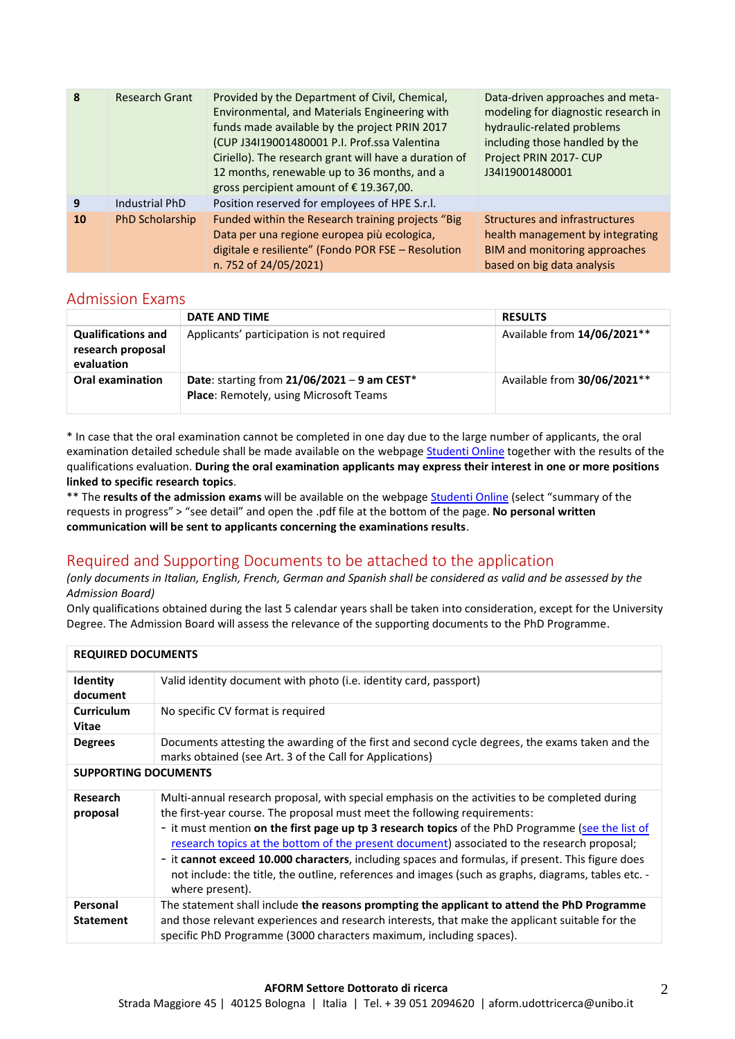| 8 | Research Grant | Provided by the Department of Civil, Chemical, Environmental, and Materials Engineering with funds made available by the project PRIN 2017 (CUP J34I19001480001 P.I. Prof.ssa Valentina Ciriello). The research grant will have a duration of 12 months, renewable up to 36 months, and a gross percipient amount of € 19.367,00. | Data-driven approaches and meta-modeling for diagnostic research in hydraulic-related problems including those handled by the Project PRIN 2017- CUP J34I19001480001 |
|---|---|---|---|
| 9 | Industrial PhD | Position reserved for employees of HPE S.r.l. | |
| 10 | PhD Scholarship | Funded within the Research training projects "Big Data per una regione europea più ecologica, digitale e resiliente" (Fondo POR FSE – Resolution n. 752 of 24/05/2021) | Structures and infrastructures health management by integrating BIM and monitoring approaches based on big data analysis |

## Admission Exams

| | DATE AND TIME | RESULTS |
|---|---|---|
| **Qualifications and research proposal evaluation** | Applicants' participation is not required | Available from **14/06/2021**** |
| **Oral examination** | **Date**: starting from **21/06/2021** – **9 am CEST*** **Place**: Remotely, using Microsoft Teams | Available from **30/06/2021**** |

* In case that the oral examination cannot be completed in one day due to the large number of applicants, the oral examination detailed schedule shall be made available on the webpage Studenti Online together with the results of the qualifications evaluation. **During the oral examination applicants may express their interest in one or more positions linked to specific research topics**.

** The **results of the admission exams** will be available on the webpage Studenti Online (select "summary of the requests in progress" > "see detail" and open the .pdf file at the bottom of the page. **No personal written communication will be sent to applicants concerning the examinations results**.

## Required and Supporting Documents to be attached to the application

*(only documents in Italian, English, French, German and Spanish shall be considered as valid and be assessed by the Admission Board)*

Only qualifications obtained during the last 5 calendar years shall be taken into consideration, except for the University Degree. The Admission Board will assess the relevance of the supporting documents to the PhD Programme.

| **REQUIRED DOCUMENTS** | |
|---|---|
| **Identity document** | Valid identity document with photo (i.e. identity card, passport) |
| **Curriculum Vitae** | No specific CV format is required |
| **Degrees** | Documents attesting the awarding of the first and second cycle degrees, the exams taken and the marks obtained (see Art. 3 of the Call for Applications) |
| **SUPPORTING DOCUMENTS** | |
| **Research proposal** | Multi-annual research proposal, with special emphasis on the activities to be completed during the first-year course. The proposal must meet the following requirements: - it must mention **on the first page up tp 3 research topics** of the PhD Programme (see the list of research topics at the bottom of the present document) associated to the research proposal; - it **cannot exceed 10.000 characters**, including spaces and formulas, if present. This figure does not include: the title, the outline, references and images (such as graphs, diagrams, tables etc. - where present). |
| **Personal Statement** | The statement shall include **the reasons prompting the applicant to attend the PhD Programme** and those relevant experiences and research interests, that make the applicant suitable for the specific PhD Programme (3000 characters maximum, including spaces). |

**AFORM Settore Dottorato di ricerca**
Strada Maggiore 45 | 40125 Bologna | Italia | Tel. + 39 051 2094620 | aform.udottiricerca@unibo.it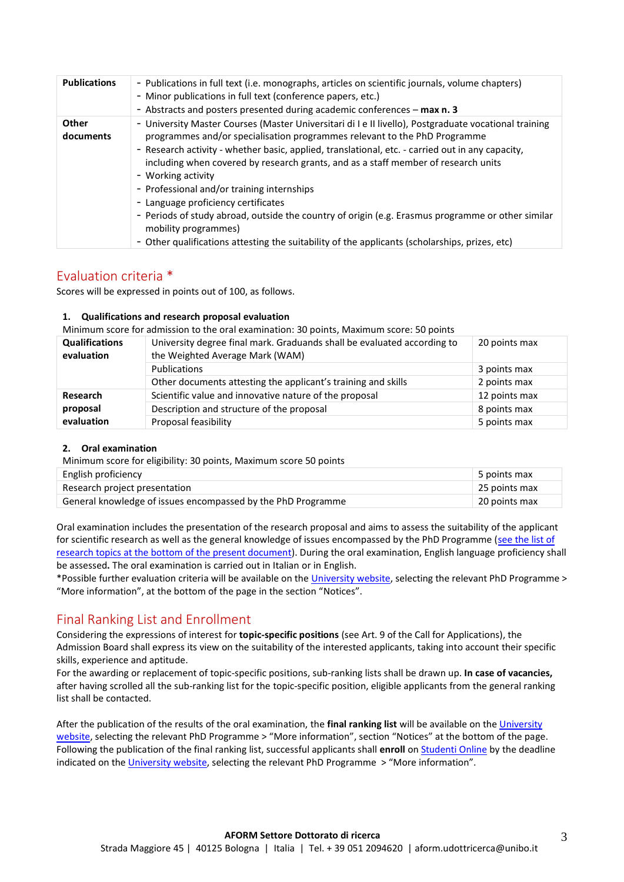| Publications | - Publications in full text (i.e. monographs, articles on scientific journals, volume chapters)<br>- Minor publications in full text (conference papers, etc.)<br>- Abstracts and posters presented during academic conferences – **max n. 3** |
|---|---|
| **Other documents** | - University Master Courses (Master Universitari di I e II livello), Postgraduate vocational training programmes and/or specialisation programmes relevant to the PhD Programme<br>- Research activity - whether basic, applied, translational, etc. - carried out in any capacity, including when covered by research grants, and as a staff member of research units<br>- Working activity<br>- Professional and/or training internships<br>- Language proficiency certificates<br>- Periods of study abroad, outside the country of origin (e.g. Erasmus programme or other similar mobility programmes)<br>- Other qualifications attesting the suitability of the applicants (scholarships, prizes, etc) |

## Evaluation criteria *

Scores will be expressed in points out of 100, as follows.

**1. Qualifications and research proposal evaluation**

Minimum score for admission to the oral examination: 30 points, Maximum score: 50 points

| **Qualifications evaluation** | University degree final mark. Graduands shall be evaluated according to the Weighted Average Mark (WAM) | 20 points max |
|---|---|---|
| | Publications | 3 points max |
| | Other documents attesting the applicant's training and skills | 2 points max |
| **Research proposal evaluation** | Scientific value and innovative nature of the proposal | 12 points max |
| | Description and structure of the proposal | 8 points max |
| | Proposal feasibility | 5 points max |

**2. Oral examination**

Minimum score for eligibility: 30 points, Maximum score 50 points

| English proficiency | 5 points max |
|---|---|
| Research project presentation | 25 points max |
| General knowledge of issues encompassed by the PhD Programme | 20 points max |

Oral examination includes the presentation of the research proposal and aims to assess the suitability of the applicant for scientific research as well as the general knowledge of issues encompassed by the PhD Programme (see the list of research topics at the bottom of the present document). During the oral examination, English language proficiency shall be assessed**.** The oral examination is carried out in Italian or in English.

*Possible further evaluation criteria will be available on the University website, selecting the relevant PhD Programme > "More information", at the bottom of the page in the section "Notices".

## Final Ranking List and Enrollment

Considering the expressions of interest for **topic-specific positions** (see Art. 9 of the Call for Applications), the Admission Board shall express its view on the suitability of the interested applicants, taking into account their specific skills, experience and aptitude.

For the awarding or replacement of topic-specific positions, sub-ranking lists shall be drawn up. **In case of vacancies,** after having scrolled all the sub-ranking list for the topic-specific position, eligible applicants from the general ranking list shall be contacted.

After the publication of the results of the oral examination, the **final ranking list** will be available on the University website, selecting the relevant PhD Programme > "More information", section "Notices" at the bottom of the page. Following the publication of the final ranking list, successful applicants shall **enroll** on Studenti Online by the deadline indicated on the University website, selecting the relevant PhD Programme > "More information".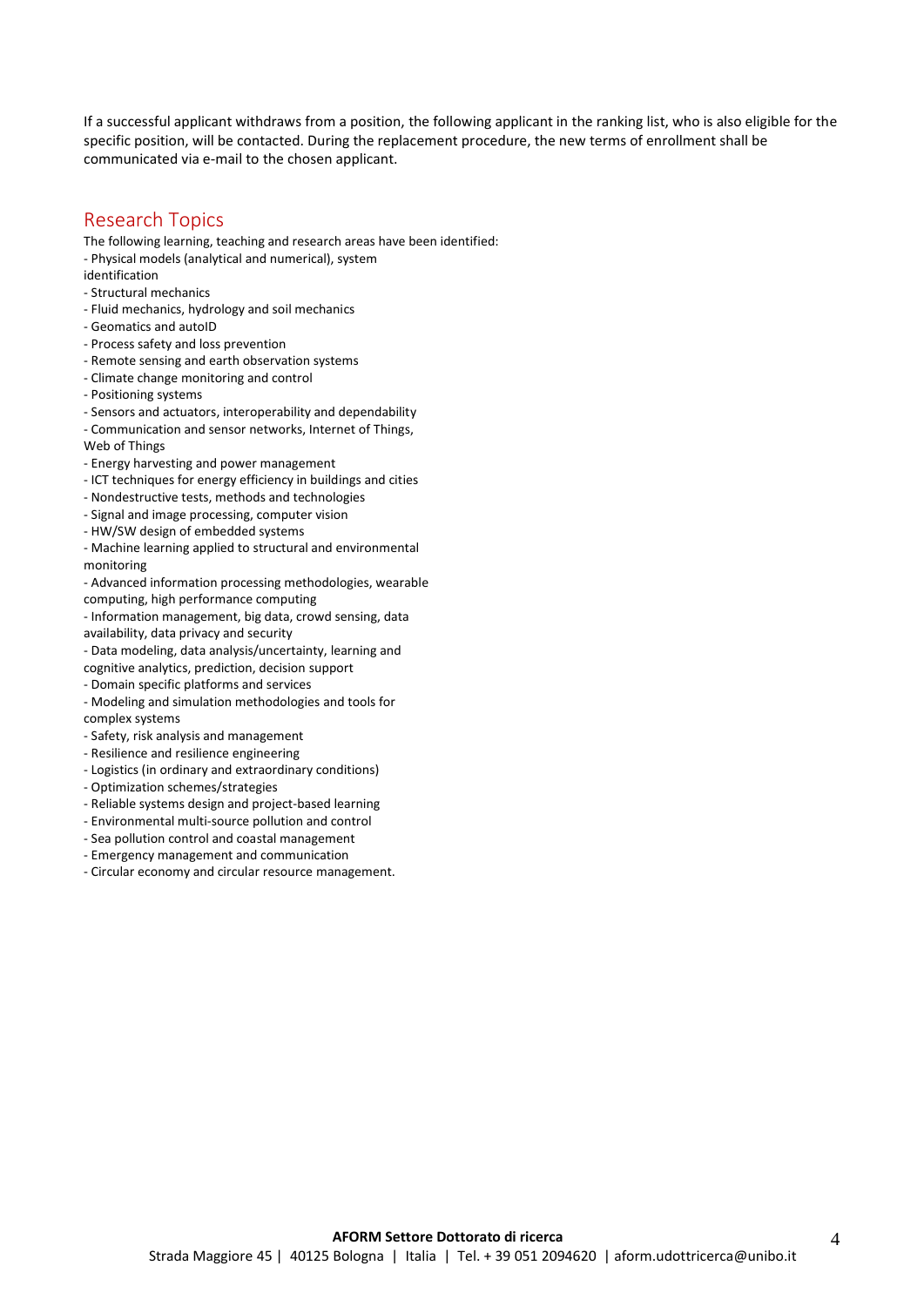If a successful applicant withdraws from a position, the following applicant in the ranking list, who is also eligible for the specific position, will be contacted. During the replacement procedure, the new terms of enrollment shall be communicated via e-mail to the chosen applicant.

## Research Topics

The following learning, teaching and research areas have been identified:

- Physical models (analytical and numerical), system identification
- Structural mechanics
- Fluid mechanics, hydrology and soil mechanics
- Geomatics and autoID
- Process safety and loss prevention
- Remote sensing and earth observation systems
- Climate change monitoring and control
- Positioning systems
- Sensors and actuators, interoperability and dependability
- Communication and sensor networks, Internet of Things, Web of Things
- Energy harvesting and power management
- ICT techniques for energy efficiency in buildings and cities
- Nondestructive tests, methods and technologies
- Signal and image processing, computer vision
- HW/SW design of embedded systems
- Machine learning applied to structural and environmental monitoring
- Advanced information processing methodologies, wearable computing, high performance computing
- Information management, big data, crowd sensing, data availability, data privacy and security
- Data modeling, data analysis/uncertainty, learning and cognitive analytics, prediction, decision support
- Domain specific platforms and services
- Modeling and simulation methodologies and tools for complex systems
- Safety, risk analysis and management
- Resilience and resilience engineering
- Logistics (in ordinary and extraordinary conditions)
- Optimization schemes/strategies
- Reliable systems design and project-based learning
- Environmental multi-source pollution and control
- Sea pollution control and coastal management
- Emergency management and communication
- Circular economy and circular resource management.